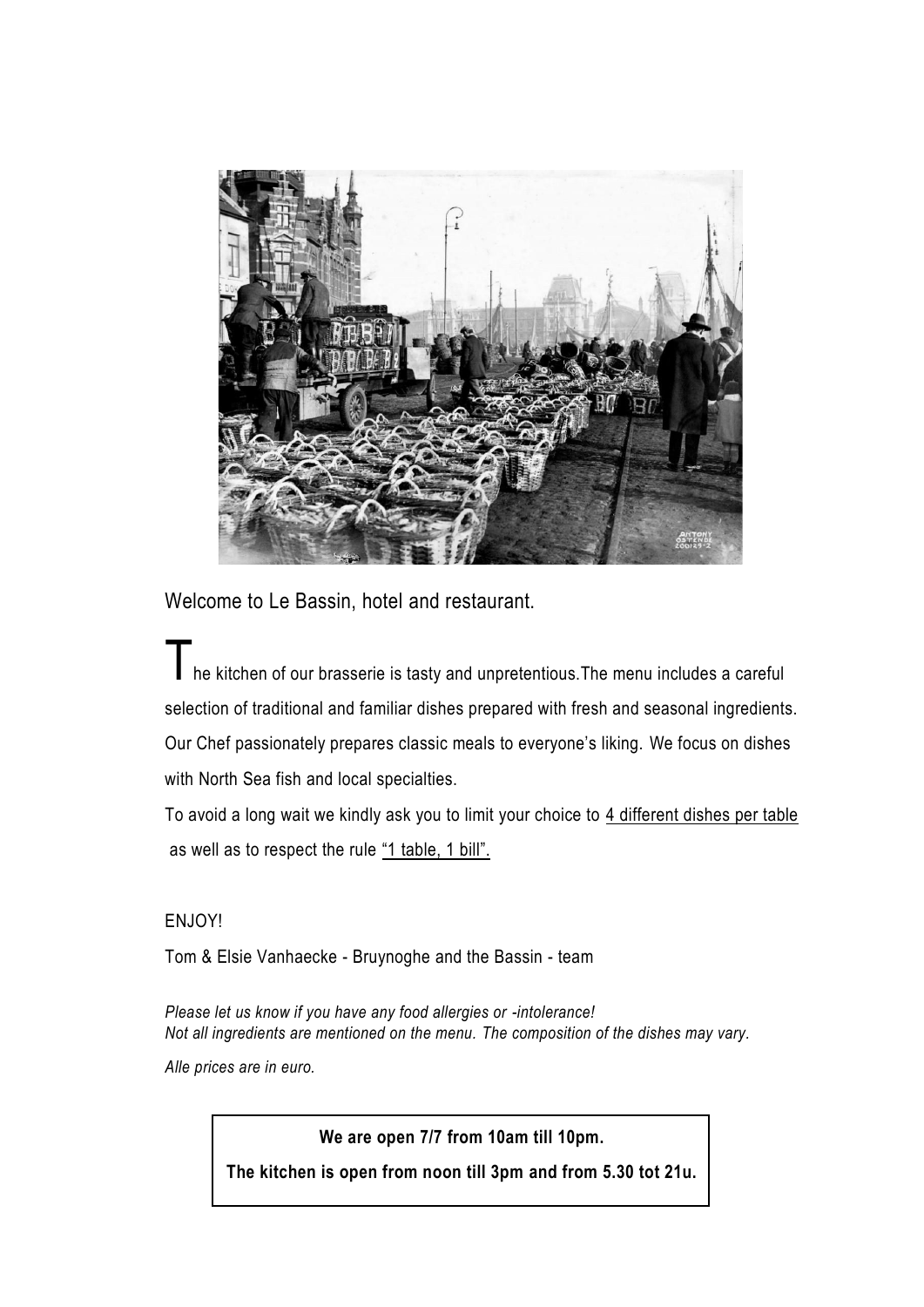Welcome to Le Bassin, hotel and restaurant.

The kitchen of our brasserie is tasty and unpretentious.The menu includes a careful selection of traditional and familiar dishes prepared with fresh and seasonal ingredients. Our Chef passionately prepares classic meals to everyone's liking. We focus on dishes with North Sea fish and local specialties.

To avoid a long wait we kindly ask you to limit your choice to 4 different dishes per table as well as to respect the rule "1 table, 1 bill".

ENJOY!

Tom & Elsie Vanhaecke - Bruynoghe and the Bassin - team

*Please let us know if you have any food allergies or -intolerance!*
*Not all ingredients are mentioned on the menu. The composition of the dishes may vary.*

*Alle prices are in euro.*

**We are open 7/7 from 10am till 10pm.**

**The kitchen is open from noon till 3pm and from 5.30 tot 21u.**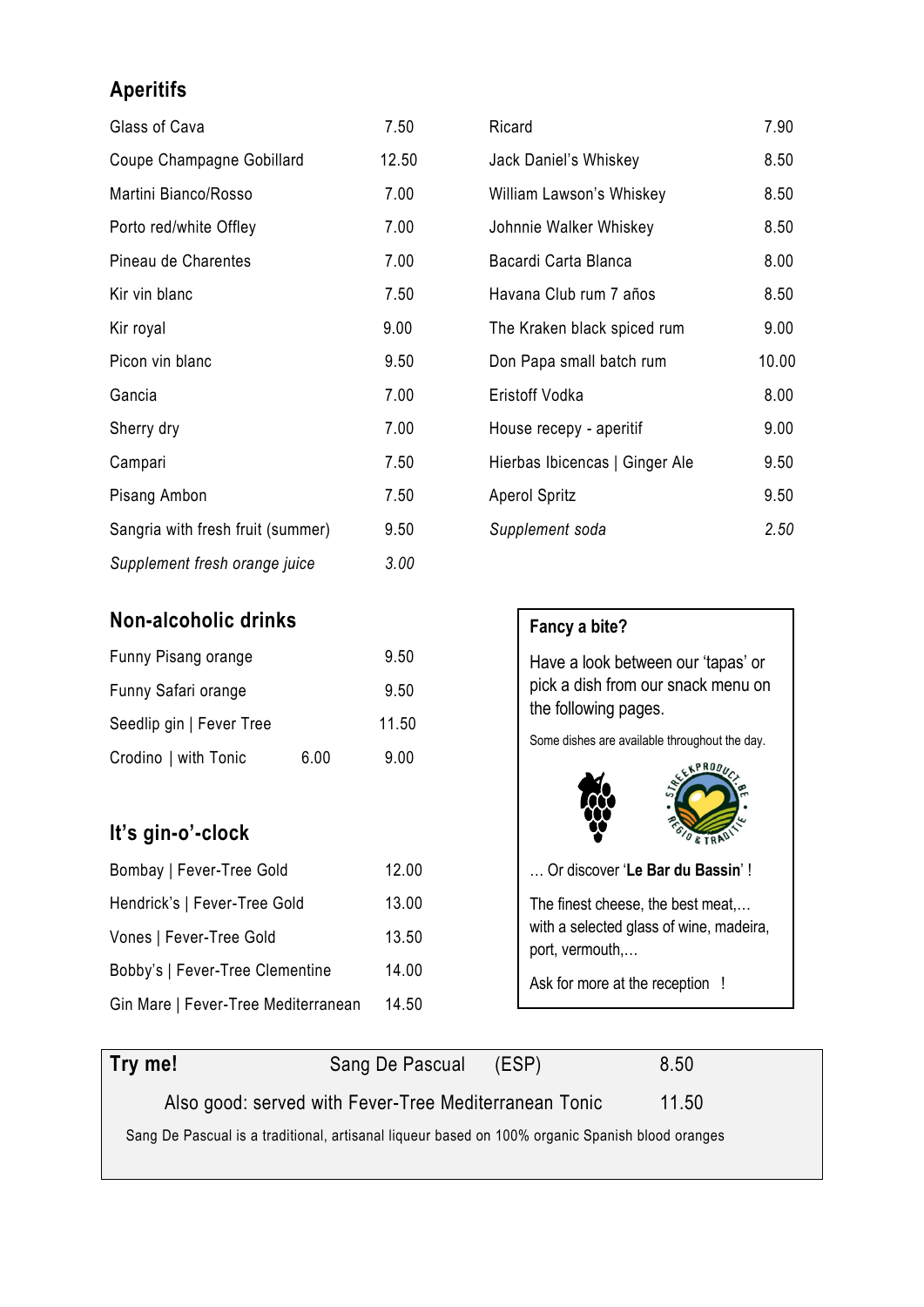## Aperitifs

| | |
|---|---|
| Glass of Cava | 7.50 |
| Coupe Champagne Gobillard | 12.50 |
| Martini Bianco/Rosso | 7.00 |
| Porto red/white Offley | 7.00 |
| Pineau de Charentes | 7.00 |
| Kir vin blanc | 7.50 |
| Kir royal | 9.00 |
| Picon vin blanc | 9.50 |
| Gancia | 7.00 |
| Sherry dry | 7.00 |
| Campari | 7.50 |
| Pisang Ambon | 7.50 |
| Sangria with fresh fruit (summer) | 9.50 |
| *Supplement fresh orange juice* | *3.00* |
| Ricard | 7.90 |
| Jack Daniel's Whiskey | 8.50 |
| William Lawson's Whiskey | 8.50 |
| Johnnie Walker Whiskey | 8.50 |
| Bacardi Carta Blanca | 8.00 |
| Havana Club rum 7 años | 8.50 |
| The Kraken black spiced rum | 9.00 |
| Don Papa small batch rum | 10.00 |
| Eristoff Vodka | 8.00 |
| House recepy - aperitif | 9.00 |
| Hierbas Ibicencas \| Ginger Ale | 9.50 |
| Aperol Spritz | 9.50 |
| *Supplement soda* | *2.50* |

## Non-alcoholic drinks

| | | |
|---|---|---|
| Funny Pisang orange | | 9.50 |
| Funny Safari orange | | 9.50 |
| Seedlip gin \| Fever Tree | | 11.50 |
| Crodino \| with Tonic | 6.00 | 9.00 |

## It's gin-o'-clock

| | |
|---|---|
| Bombay \| Fever-Tree Gold | 12.00 |
| Hendrick's \| Fever-Tree Gold | 13.00 |
| Vones \| Fever-Tree Gold | 13.50 |
| Bobby's \| Fever-Tree Clementine | 14.00 |
| Gin Mare \| Fever-Tree Mediterranean | 14.50 |

**Fancy a bite?**

Have a look between our 'tapas' or pick a dish from our snack menu on the following pages.

Some dishes are available throughout the day.

… Or discover '**Le Bar du Bassin**' !

The finest cheese, the best meat,… with a selected glass of wine, madeira, port, vermouth,…

Ask for more at the reception !

**Try me!** Sang De Pascual (ESP) 8.50

Also good: served with Fever-Tree Mediterranean Tonic 11.50

Sang De Pascual is a traditional, artisanal liqueur based on 100% organic Spanish blood oranges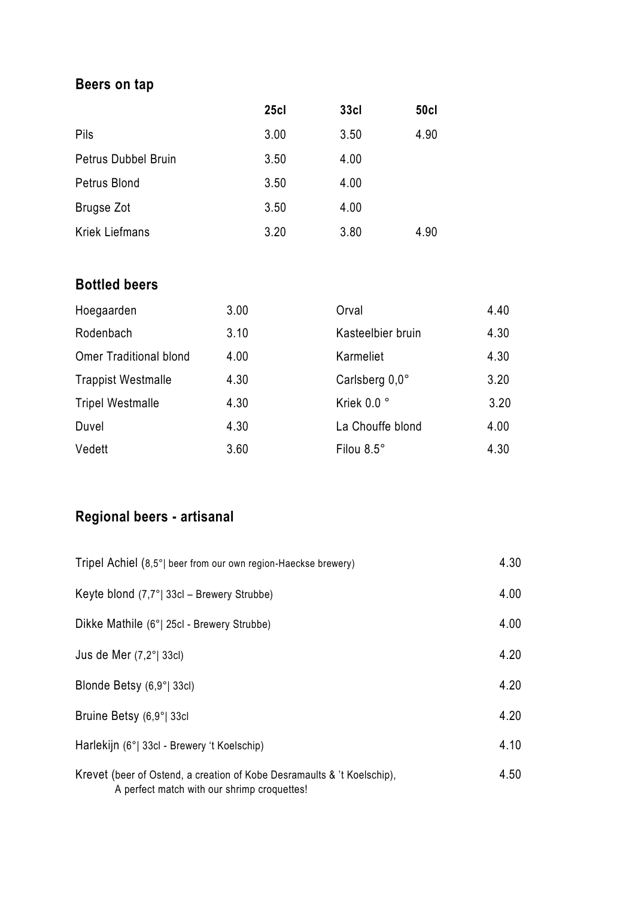## Beers on tap

| | 25cl | 33cl | 50cl |
|---|---|---|---|
| Pils | 3.00 | 3.50 | 4.90 |
| Petrus Dubbel Bruin | 3.50 | 4.00 | |
| Petrus Blond | 3.50 | 4.00 | |
| Brugse Zot | 3.50 | 4.00 | |
| Kriek Liefmans | 3.20 | 3.80 | 4.90 |

## Bottled beers

| | |
|---|---|
| Hoegaarden | 3.00 |
| Rodenbach | 3.10 |
| Omer Traditional blond | 4.00 |
| Trappist Westmalle | 4.30 |
| Tripel Westmalle | 4.30 |
| Duvel | 4.30 |
| Vedett | 3.60 |
| Orval | 4.40 |
| Kasteelbier bruin | 4.30 |
| Karmeliet | 4.30 |
| Carlsberg 0,0° | 3.20 |
| Kriek 0.0 ° | 3.20 |
| La Chouffe blond | 4.00 |
| Filou 8.5° | 4.30 |

## Regional beers - artisanal

| | |
|---|---|
| Tripel Achiel (8,5°\| beer from our own region-Haeckse brewery) | 4.30 |
| Keyte blond (7,7°\| 33cl – Brewery Strubbe) | 4.00 |
| Dikke Mathile (6°\| 25cl - Brewery Strubbe) | 4.00 |
| Jus de Mer (7,2°\| 33cl) | 4.20 |
| Blonde Betsy (6,9°\| 33cl) | 4.20 |
| Bruine Betsy (6,9°\| 33cl | 4.20 |
| Harlekijn (6°\| 33cl - Brewery 't Koelschip) | 4.10 |
| Krevet (beer of Ostend, a creation of Kobe Desramaults & 't Koelschip), A perfect match with our shrimp croquettes! | 4.50 |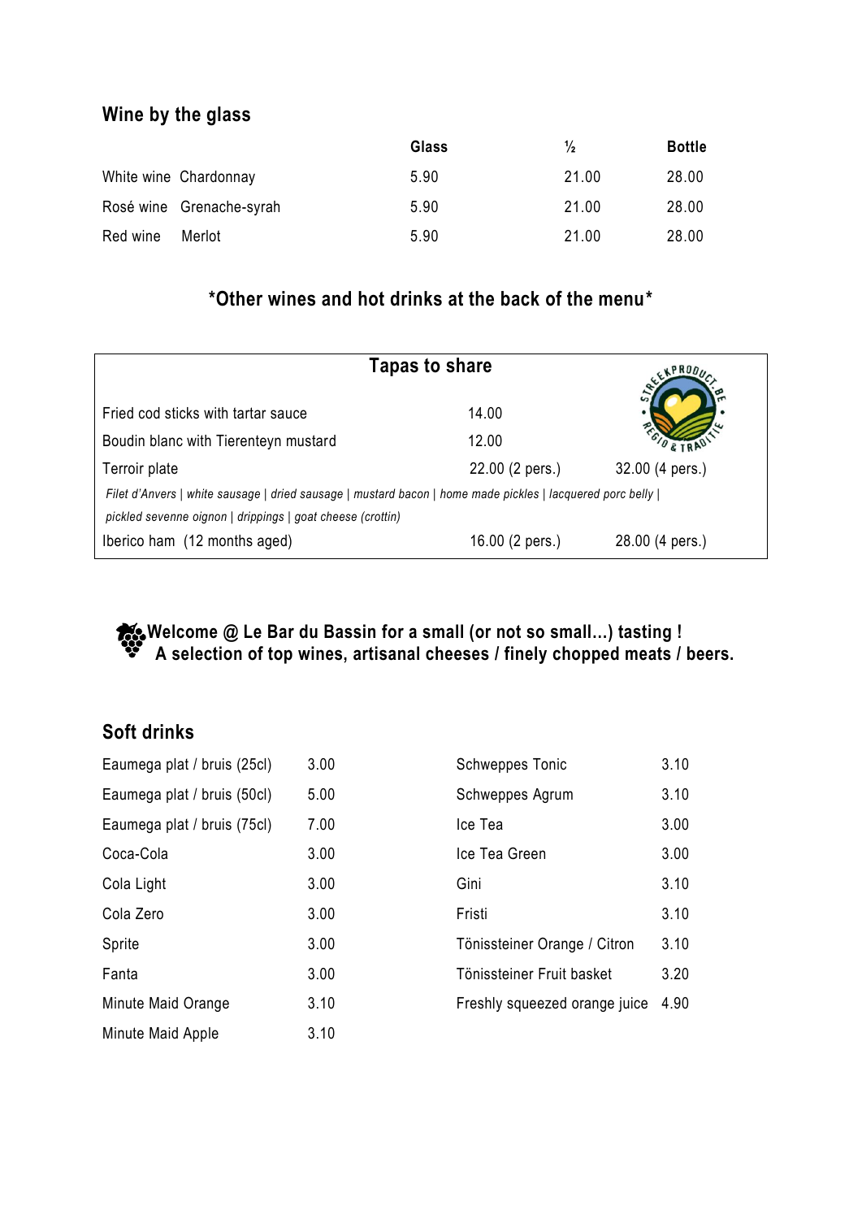## Wine by the glass

| | Glass | ½ | Bottle |
|---|---|---|---|
| White wine Chardonnay | 5.90 | 21.00 | 28.00 |
| Rosé wine Grenache-syrah | 5.90 | 21.00 | 28.00 |
| Red wine Merlot | 5.90 | 21.00 | 28.00 |

**\*Other wines and hot drinks at the back of the menu\***

## Tapas to share

| | | |
|---|---|---|
| Fried cod sticks with tartar sauce | 14.00 | |
| Boudin blanc with Tierenteyn mustard | 12.00 | |
| Terroir plate | 22.00 (2 pers.) | 32.00 (4 pers.) |
| *Filet d'Anvers \| white sausage \| dried sausage \| mustard bacon \| home made pickles \| lacquered porc belly \| pickled sevenne oignon \| drippings \| goat cheese (crottin)* | | |
| Iberico ham (12 months aged) | 16.00 (2 pers.) | 28.00 (4 pers.) |

**Welcome @ Le Bar du Bassin for a small (or not so small…) tasting !**
**A selection of top wines, artisanal cheeses / finely chopped meats / beers.**

## Soft drinks

| | |
|---|---|
| Eaumega plat / bruis (25cl) | 3.00 |
| Eaumega plat / bruis (50cl) | 5.00 |
| Eaumega plat / bruis (75cl) | 7.00 |
| Coca-Cola | 3.00 |
| Cola Light | 3.00 |
| Cola Zero | 3.00 |
| Sprite | 3.00 |
| Fanta | 3.00 |
| Minute Maid Orange | 3.10 |
| Minute Maid Apple | 3.10 |
| Schweppes Tonic | 3.10 |
| Schweppes Agrum | 3.10 |
| Ice Tea | 3.00 |
| Ice Tea Green | 3.00 |
| Gini | 3.10 |
| Fristi | 3.10 |
| Tönissteiner Orange / Citron | 3.10 |
| Tönissteiner Fruit basket | 3.20 |
| Freshly squeezed orange juice | 4.90 |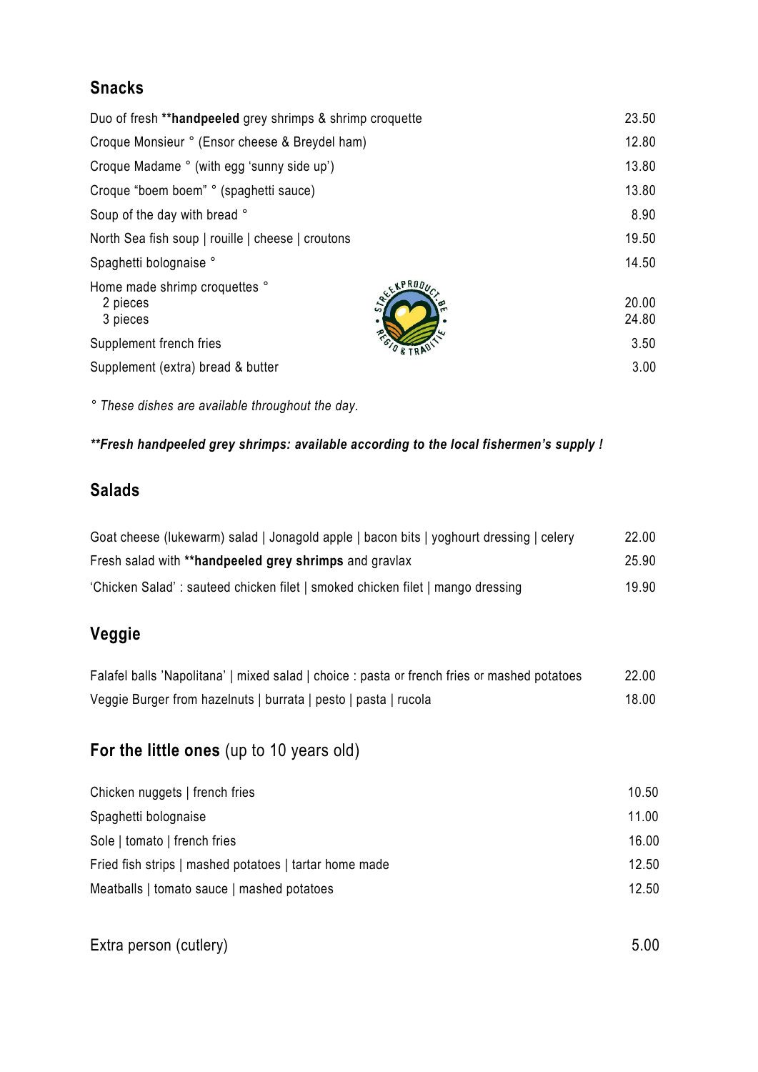## Snacks

| | |
|---|---|
| Duo of fresh **handpeeled** grey shrimps & shrimp croquette | 23.50 |
| Croque Monsieur ° (Ensor cheese & Breydel ham) | 12.80 |
| Croque Madame ° (with egg 'sunny side up') | 13.80 |
| Croque "boem boem" ° (spaghetti sauce) | 13.80 |
| Soup of the day with bread ° | 8.90 |
| North Sea fish soup \| rouille \| cheese \| croutons | 19.50 |
| Spaghetti bolognaise ° | 14.50 |
| Home made shrimp croquettes ° | |
| 2 pieces | 20.00 |
| 3 pieces | 24.80 |
| Supplement french fries | 3.50 |
| Supplement (extra) bread & butter | 3.00 |

STREEKPRODUCT.BE • REGIO & TRADITIE •

*° These dishes are available throughout the day.*

***Fresh handpeeled grey shrimps: available according to the local fishermen's supply !***

## Salads

| | |
|---|---|
| Goat cheese (lukewarm) salad \| Jonagold apple \| bacon bits \| yoghourt dressing \| celery | 22.00 |
| Fresh salad with **handpeeled grey shrimps** and gravlax | 25.90 |
| 'Chicken Salad' : sauteed chicken filet \| smoked chicken filet \| mango dressing | 19.90 |

## Veggie

| | |
|---|---|
| Falafel balls 'Napolitana' \| mixed salad \| choice : pasta or french fries or mashed potatoes | 22.00 |
| Veggie Burger from hazelnuts \| burrata \| pesto \| pasta \| rucola | 18.00 |

## **For the little ones** (up to 10 years old)

| | |
|---|---|
| Chicken nuggets \| french fries | 10.50 |
| Spaghetti bolognaise | 11.00 |
| Sole \| tomato \| french fries | 16.00 |
| Fried fish strips \| mashed potatoes \| tartar home made | 12.50 |
| Meatballs \| tomato sauce \| mashed potatoes | 12.50 |

| | |
|---|---|
| Extra person (cutlery) | 5.00 |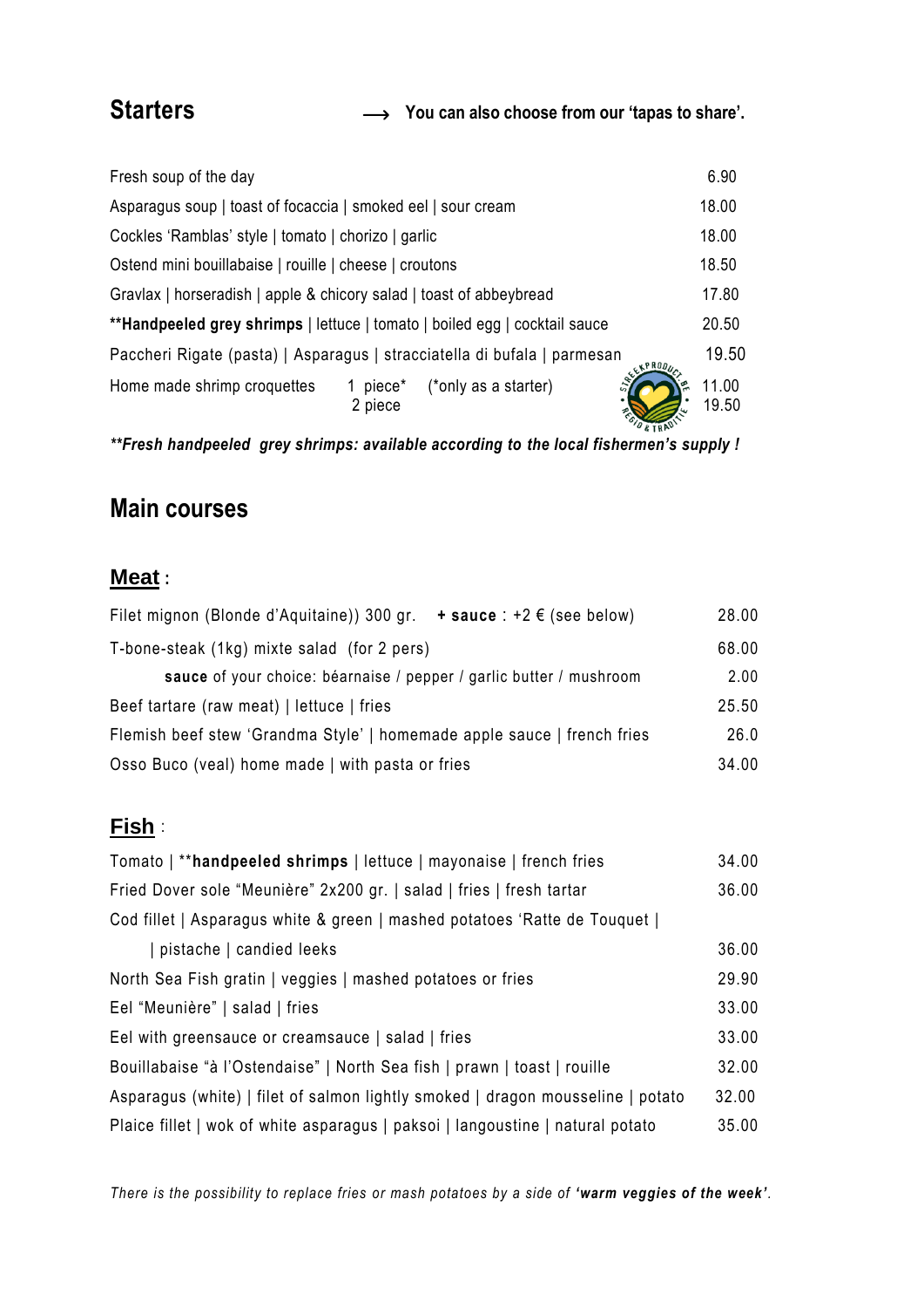## Starters

→ **You can also choose from our 'tapas to share'.**

| | |
|---|---|
| Fresh soup of the day | 6.90 |
| Asparagus soup \| toast of focaccia \| smoked eel \| sour cream | 18.00 |
| Cockles 'Ramblas' style \| tomato \| chorizo \| garlic | 18.00 |
| Ostend mini bouillabaise \| rouille \| cheese \| croutons | 18.50 |
| Gravlax \| horseradish \| apple & chicory salad \| toast of abbeybread | 17.80 |
| **\*\*Handpeeled grey shrimps** \| lettuce \| tomato \| boiled egg \| cocktail sauce | 20.50 |
| Paccheri Rigate (pasta) \| Asparagus \| stracciatella di bufala \| parmesan | 19.50 |
| Home made shrimp croquettes 1 piece* (*only as a starter) | 11.00 |
| 2 piece | 19.50 |

***\*\*Fresh handpeeled grey shrimps: available according to the local fishermen's supply !***

## Main courses

### Meat :

| | |
|---|---|
| Filet mignon (Blonde d'Aquitaine)) 300 gr. **+ sauce** : +2 € (see below) | 28.00 |
| T-bone-steak (1kg) mixte salad (for 2 pers) | 68.00 |
| **sauce** of your choice: béarnaise / pepper / garlic butter / mushroom | 2.00 |
| Beef tartare (raw meat) \| lettuce \| fries | 25.50 |
| Flemish beef stew 'Grandma Style' \| homemade apple sauce \| french fries | 26.0 |
| Osso Buco (veal) home made \| with pasta or fries | 34.00 |

### Fish :

| | |
|---|---|
| Tomato \| \*\***handpeeled shrimps** \| lettuce \| mayonaise \| french fries | 34.00 |
| Fried Dover sole "Meunière" 2x200 gr. \| salad \| fries \| fresh tartar | 36.00 |
| Cod fillet \| Asparagus white & green \| mashed potatoes 'Ratte de Touquet \| \| pistache \| candied leeks | 36.00 |
| North Sea Fish gratin \| veggies \| mashed potatoes or fries | 29.90 |
| Eel "Meunière" \| salad \| fries | 33.00 |
| Eel with greensauce or creamsauce \| salad \| fries | 33.00 |
| Bouillabaise "à l'Ostendaise" \| North Sea fish \| prawn \| toast \| rouille | 32.00 |
| Asparagus (white) \| filet of salmon lightly smoked \| dragon mousseline \| potato | 32.00 |
| Plaice fillet \| wok of white asparagus \| paksoi \| langoustine \| natural potato | 35.00 |

*There is the possibility to replace fries or mash potatoes by a side of* ***'warm veggies of the week'****.*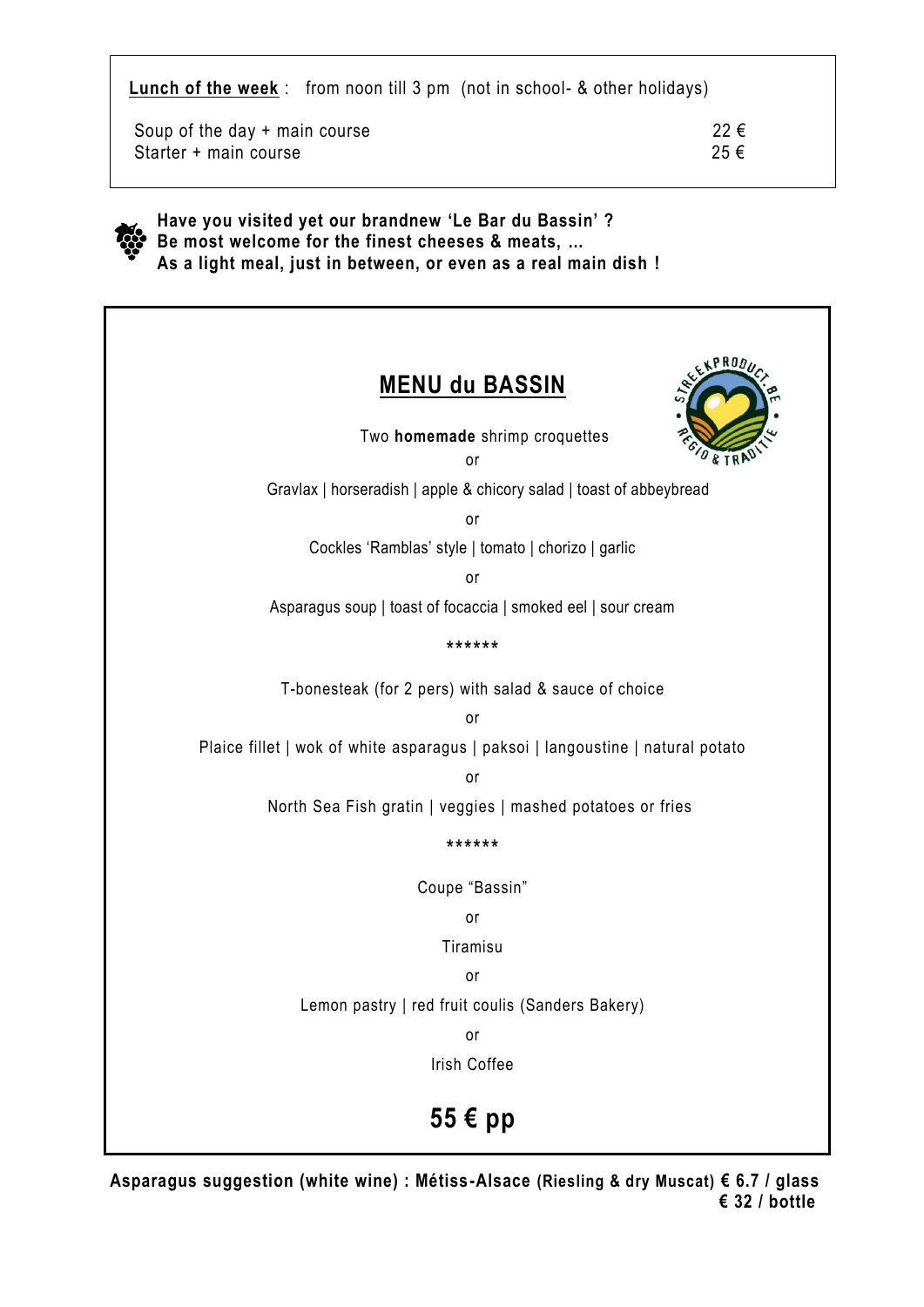**Lunch of the week** : from noon till 3 pm (not in school- & other holidays)

| | |
|---|---|
| Soup of the day + main course | 22 € |
| Starter + main course | 25 € |

**Have you visited yet our brandnew 'Le Bar du Bassin' ?**
**Be most welcome for the finest cheeses & meats, ...**
**As a light meal, just in between, or even as a real main dish !**

## MENU du BASSIN

Two **homemade** shrimp croquettes

or

Gravlax | horseradish | apple & chicory salad | toast of abbeybread

or

Cockles 'Ramblas' style | tomato | chorizo | garlic

or

Asparagus soup | toast of focaccia | smoked eel | sour cream

******

T-bonesteak (for 2 pers) with salad & sauce of choice

or

Plaice fillet | wok of white asparagus | paksoi | langoustine | natural potato

or

North Sea Fish gratin | veggies | mashed potatoes or fries

******

Coupe "Bassin"

or

Tiramisu

or

Lemon pastry | red fruit coulis (Sanders Bakery)

or

Irish Coffee

**55 € pp**

**Asparagus suggestion (white wine) : Métiss-Alsace (Riesling & dry Muscat) € 6.7 / glass**
**€ 32 / bottle**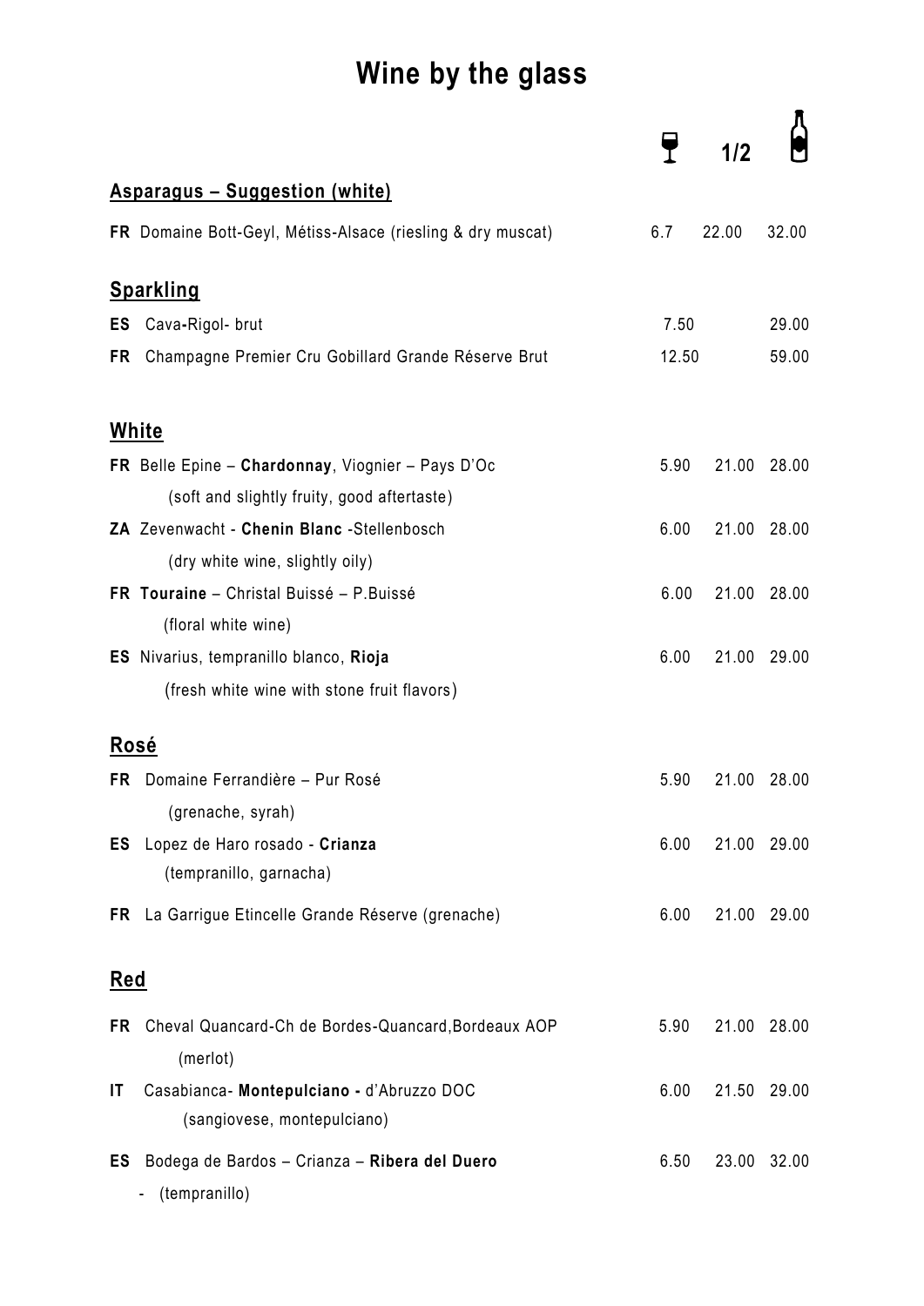# Wine by the glass

| | Glass | 1/2 | Bottle |
|---|---|---|---|
| **Asparagus – Suggestion (white)** | | | |
| **FR** Domaine Bott-Geyl, Métiss-Alsace (riesling & dry muscat) | 6.7 | 22.00 | 32.00 |
| **Sparkling** | | | |
| **ES** Cava-Rigol- brut | 7.50 | | 29.00 |
| **FR** Champagne Premier Cru Gobillard Grande Réserve Brut | 12.50 | | 59.00 |
| **White** | | | |
| **FR** Belle Epine – **Chardonnay**, Viognier – Pays D'Oc (soft and slightly fruity, good aftertaste) | 5.90 | 21.00 | 28.00 |
| **ZA** Zevenwacht - **Chenin Blanc** -Stellenbosch (dry white wine, slightly oily) | 6.00 | 21.00 | 28.00 |
| **FR** **Touraine** – Christal Buissé – P.Buissé (floral white wine) | 6.00 | 21.00 | 28.00 |
| **ES** Nivarius, tempranillo blanco, **Rioja** (fresh white wine with stone fruit flavors) | 6.00 | 21.00 | 29.00 |
| **Rosé** | | | |
| **FR** Domaine Ferrandière – Pur Rosé (grenache, syrah) | 5.90 | 21.00 | 28.00 |
| **ES** Lopez de Haro rosado - **Crianza** (tempranillo, garnacha) | 6.00 | 21.00 | 29.00 |
| **FR** La Garrigue Etincelle Grande Réserve (grenache) | 6.00 | 21.00 | 29.00 |
| **Red** | | | |
| **FR** Cheval Quancard-Ch de Bordes-Quancard,Bordeaux AOP (merlot) | 5.90 | 21.00 | 28.00 |
| **IT** Casabianca- **Montepulciano -** d'Abruzzo DOC (sangiovese, montepulciano) | 6.00 | 21.50 | 29.00 |
| **ES** Bodega de Bardos – Crianza – **Ribera del Duero** - (tempranillo) | 6.50 | 23.00 | 32.00 |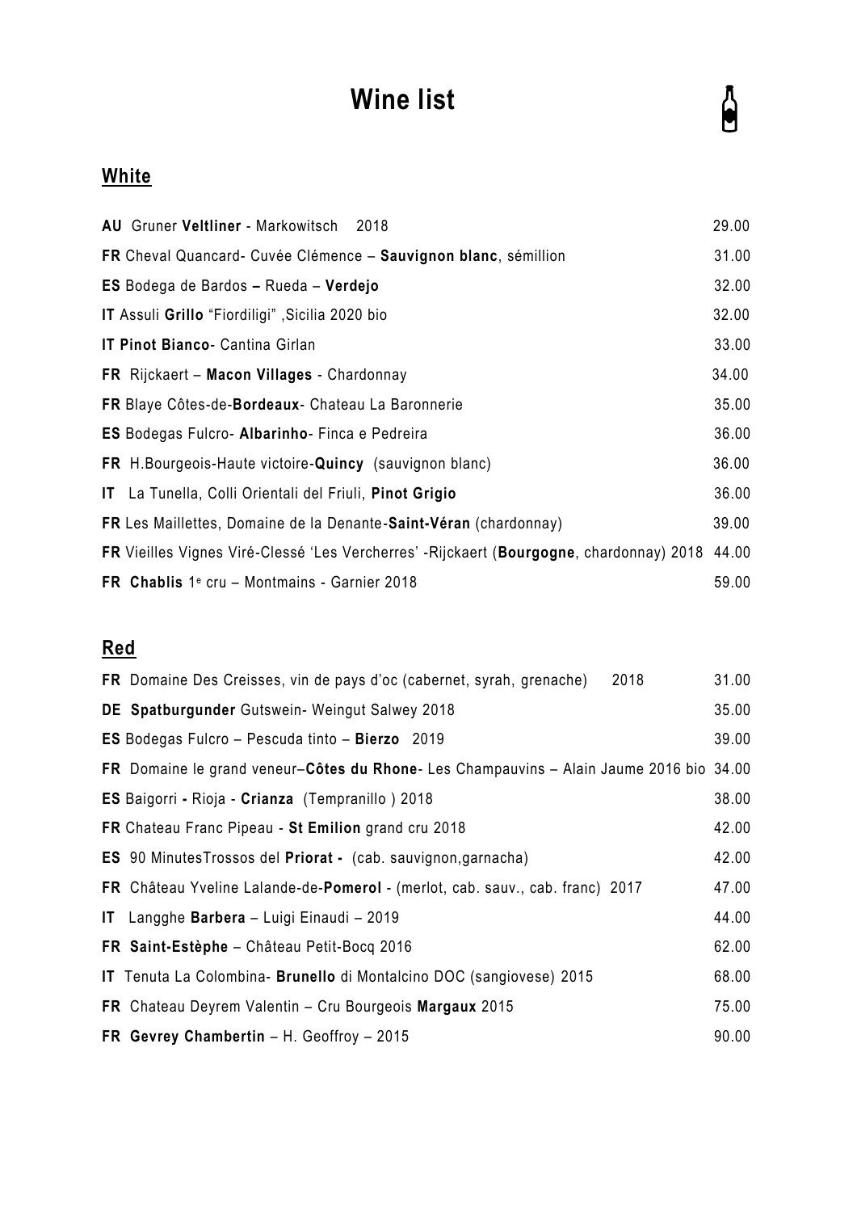# Wine list

## White

| Wine | Price |
|---|---|
| **AU** Gruner **Veltliner** - Markowitsch 2018 | 29.00 |
| **FR** Cheval Quancard- Cuvée Clémence – **Sauvignon blanc**, sémillion | 31.00 |
| **ES** Bodega de Bardos **–** Rueda – **Verdejo** | 32.00 |
| **IT** Assuli **Grillo** “Fiordiligi” ,Sicilia 2020 bio | 32.00 |
| **IT Pinot Bianco**- Cantina Girlan | 33.00 |
| **FR** Rijckaert – **Macon Villages** - Chardonnay | 34.00 |
| **FR** Blaye Côtes-de-**Bordeaux**- Chateau La Baronnerie | 35.00 |
| **ES** Bodegas Fulcro- **Albarinho**- Finca e Pedreira | 36.00 |
| **FR** H.Bourgeois-Haute victoire-**Quincy** (sauvignon blanc) | 36.00 |
| **IT** La Tunella, Colli Orientali del Friuli, **Pinot Grigio** | 36.00 |
| **FR** Les Maillettes, Domaine de la Denante-**Saint-Véran** (chardonnay) | 39.00 |
| **FR** Vieilles Vignes Viré-Clessé ‘Les Vercherres’ -Rijckaert (**Bourgogne**, chardonnay) 2018 | 44.00 |
| **FR Chablis** 1e cru – Montmains - Garnier 2018 | 59.00 |

## Red

| Wine | Price |
|---|---|
| **FR** Domaine Des Creisses, vin de pays d’oc (cabernet, syrah, grenache) 2018 | 31.00 |
| **DE Spatburgunder** Gutswein- Weingut Salwey 2018 | 35.00 |
| **ES** Bodegas Fulcro – Pescuda tinto – **Bierzo** 2019 | 39.00 |
| **FR** Domaine le grand veneur–**Côtes du Rhone**- Les Champauvins – Alain Jaume 2016 bio | 34.00 |
| **ES** Baigorri **-** Rioja - **Crianza** (Tempranillo ) 2018 | 38.00 |
| **FR** Chateau Franc Pipeau - **St Emilion** grand cru 2018 | 42.00 |
| **ES** 90 MinutesTrossos del **Priorat -** (cab. sauvignon,garnacha) | 42.00 |
| **FR** Château Yveline Lalande-de-**Pomerol** - (merlot, cab. sauv., cab. franc) 2017 | 47.00 |
| **IT** Langghe **Barbera** – Luigi Einaudi – 2019 | 44.00 |
| **FR Saint-Estèphe** – Château Petit-Bocq 2016 | 62.00 |
| **IT** Tenuta La Colombina- **Brunello** di Montalcino DOC (sangiovese) 2015 | 68.00 |
| **FR** Chateau Deyrem Valentin – Cru Bourgeois **Margaux** 2015 | 75.00 |
| **FR Gevrey Chambertin** – H. Geoffroy – 2015 | 90.00 |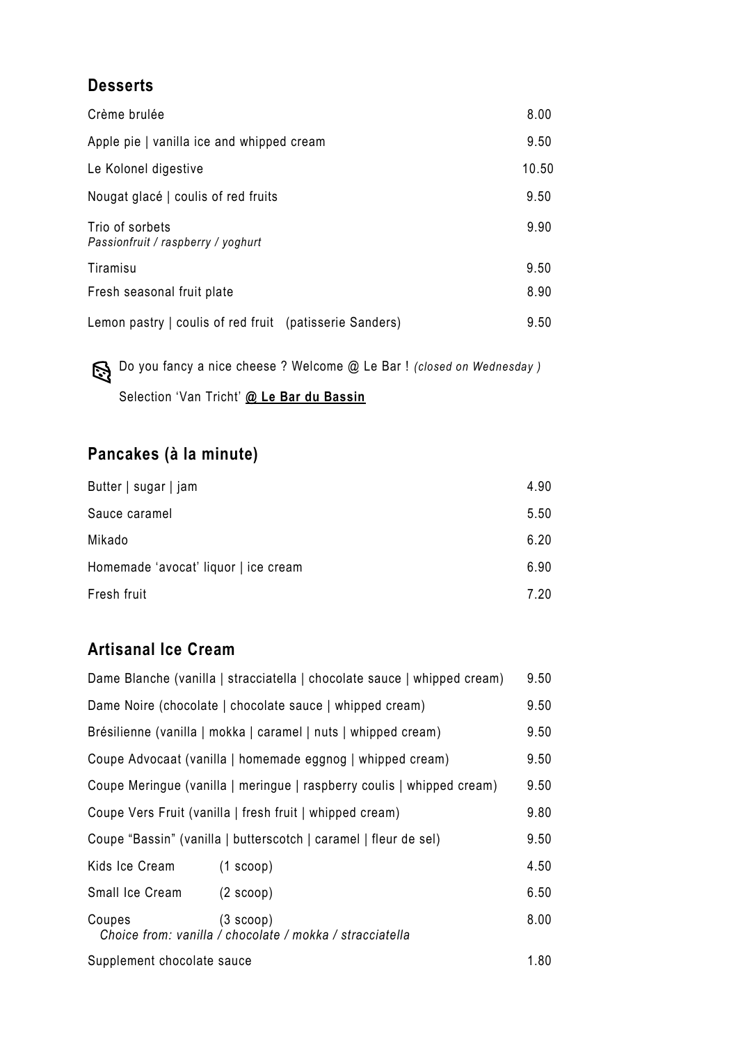## Desserts

| | |
|---|---|
| Crème brulée | 8.00 |
| Apple pie \| vanilla ice and whipped cream | 9.50 |
| Le Kolonel digestive | 10.50 |
| Nougat glacé \| coulis of red fruits | 9.50 |
| Trio of sorbets<br>*Passionfruit / raspberry / yoghurt* | 9.90 |
| Tiramisu | 9.50 |
| Fresh seasonal fruit plate | 8.90 |
| Lemon pastry \| coulis of red fruit (patisserie Sanders) | 9.50 |

Do you fancy a nice cheese ? Welcome @ Le Bar ! *(closed on Wednesday )*

Selection 'Van Tricht' **@ Le Bar du Bassin**

## Pancakes (à la minute)

| | |
|---|---|
| Butter \| sugar \| jam | 4.90 |
| Sauce caramel | 5.50 |
| Mikado | 6.20 |
| Homemade 'avocat' liquor \| ice cream | 6.90 |
| Fresh fruit | 7.20 |

## Artisanal Ice Cream

| | | |
|---|---|---|
| Dame Blanche (vanilla \| stracciatella \| chocolate sauce \| whipped cream) | | 9.50 |
| Dame Noire (chocolate \| chocolate sauce \| whipped cream) | | 9.50 |
| Brésilienne (vanilla \| mokka \| caramel \| nuts \| whipped cream) | | 9.50 |
| Coupe Advocaat (vanilla \| homemade eggnog \| whipped cream) | | 9.50 |
| Coupe Meringue (vanilla \| meringue \| raspberry coulis \| whipped cream) | | 9.50 |
| Coupe Vers Fruit (vanilla \| fresh fruit \| whipped cream) | | 9.80 |
| Coupe "Bassin" (vanilla \| butterscotch \| caramel \| fleur de sel) | | 9.50 |
| Kids Ice Cream | (1 scoop) | 4.50 |
| Small Ice Cream | (2 scoop) | 6.50 |
| Coupes<br>*Choice from: vanilla / chocolate / mokka / stracciatella* | (3 scoop) | 8.00 |
| Supplement chocolate sauce | | 1.80 |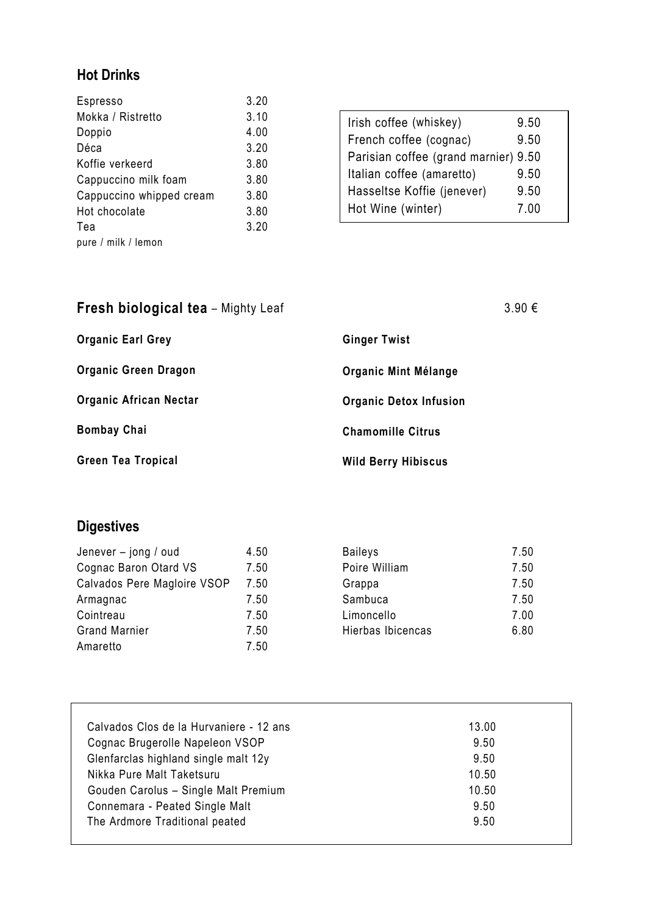## Hot Drinks

| | |
|---|---|
| Espresso | 3.20 |
| Mokka / Ristretto | 3.10 |
| Doppio | 4.00 |
| Déca | 3.20 |
| Koffie verkeerd | 3.80 |
| Cappuccino milk foam | 3.80 |
| Cappuccino whipped cream | 3.80 |
| Hot chocolate | 3.80 |
| Tea | 3.20 |

pure / milk / lemon

| | |
|---|---|
| Irish coffee (whiskey) | 9.50 |
| French coffee (cognac) | 9.50 |
| Parisian coffee (grand marnier) | 9.50 |
| Italian coffee (amaretto) | 9.50 |
| Hasseltse Koffie (jenever) | 9.50 |
| Hot Wine (winter) | 7.00 |

## Fresh biological tea – Mighty Leaf

3.90 €

**Organic Earl Grey**

**Organic Green Dragon**

**Organic African Nectar**

**Bombay Chai**

**Green Tea Tropical**

**Ginger Twist**

**Organic Mint Mélange**

**Organic Detox Infusion**

**Chamomille Citrus**

**Wild Berry Hibiscus**

## Digestives

| | |
|---|---|
| Jenever – jong / oud | 4.50 |
| Cognac Baron Otard VS | 7.50 |
| Calvados Pere Magloire VSOP | 7.50 |
| Armagnac | 7.50 |
| Cointreau | 7.50 |
| Grand Marnier | 7.50 |
| Amaretto | 7.50 |
| Baileys | 7.50 |
| Poire William | 7.50 |
| Grappa | 7.50 |
| Sambuca | 7.50 |
| Limoncello | 7.00 |
| Hierbas Ibicencas | 6.80 |

| | |
|---|---|
| Calvados Clos de la Hurvaniere - 12 ans | 13.00 |
| Cognac Brugerolle Napeleon VSOP | 9.50 |
| Glenfarclas highland single malt 12y | 9.50 |
| Nikka Pure Malt Taketsuru | 10.50 |
| Gouden Carolus – Single Malt Premium | 10.50 |
| Connemara - Peated Single Malt | 9.50 |
| The Ardmore Traditional peated | 9.50 |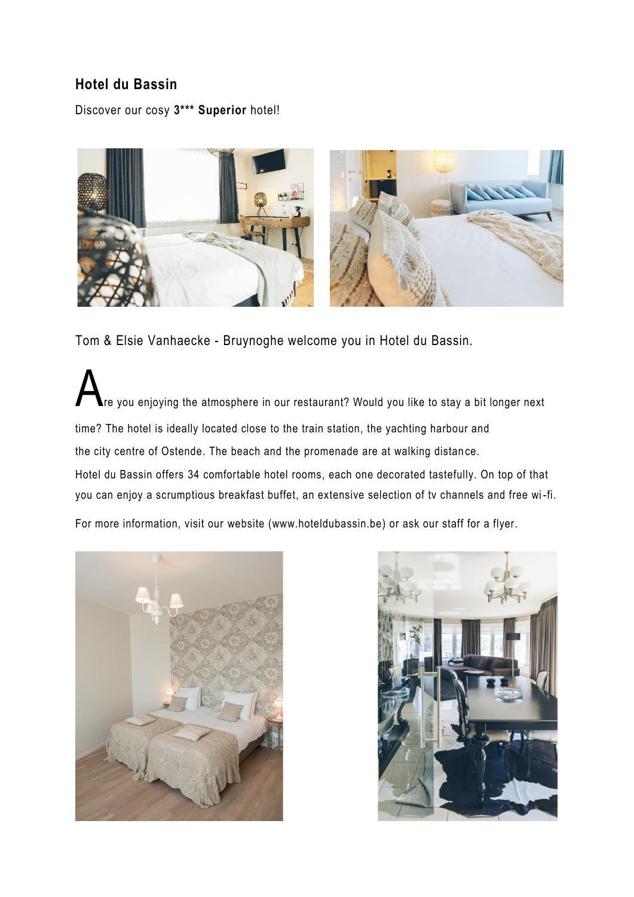## Hotel du Bassin

Discover our cosy **3*** Superior** hotel!

Tom & Elsie Vanhaecke - Bruynoghe welcome you in Hotel du Bassin.

Are you enjoying the atmosphere in our restaurant? Would you like to stay a bit longer next time? The hotel is ideally located close to the train station, the yachting harbour and the city centre of Ostende. The beach and the promenade are at walking distance.

Hotel du Bassin offers 34 comfortable hotel rooms, each one decorated tastefully. On top of that you can enjoy a scrumptious breakfast buffet, an extensive selection of tv channels and free wi-fi.

For more information, visit our website (www.hoteldubassin.be) or ask our staff for a flyer.